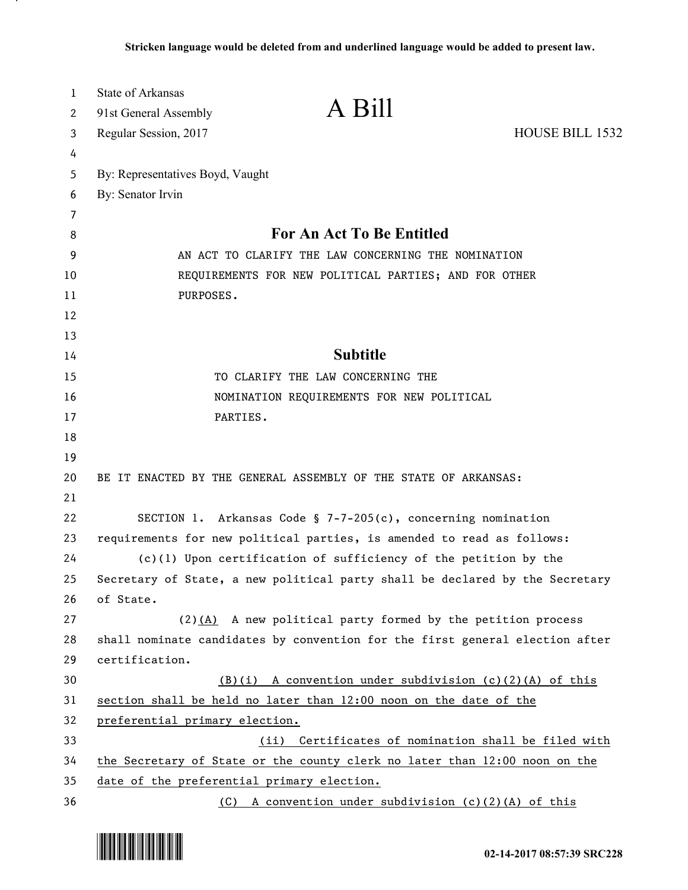**Stricken language would be deleted from and underlined language would be added to present law.**

State of Arkansas
91st General Assembly
Regular Session, 2017

# A Bill

HOUSE BILL 1532

By: Representatives Boyd, Vaught
By: Senator Irvin

## For An Act To Be Entitled

AN ACT TO CLARIFY THE LAW CONCERNING THE NOMINATION REQUIREMENTS FOR NEW POLITICAL PARTIES; AND FOR OTHER PURPOSES.

## Subtitle

TO CLARIFY THE LAW CONCERNING THE NOMINATION REQUIREMENTS FOR NEW POLITICAL PARTIES.

BE IT ENACTED BY THE GENERAL ASSEMBLY OF THE STATE OF ARKANSAS:

SECTION 1. Arkansas Code § 7-7-205(c), concerning nomination requirements for new political parties, is amended to read as follows:

(c)(1) Upon certification of sufficiency of the petition by the Secretary of State, a new political party shall be declared by the Secretary of State.

(2)<u>(A)</u> A new political party formed by the petition process shall nominate candidates by convention for the first general election after certification.

<u>(B)(i) A convention under subdivision (c)(2)(A) of this section shall be held no later than 12:00 noon on the date of the preferential primary election.</u>

<u>(ii) Certificates of nomination shall be filed with the Secretary of State or the county clerk no later than 12:00 noon on the date of the preferential primary election.</u>

<u>(C) A convention under subdivision (c)(2)(A) of this</u>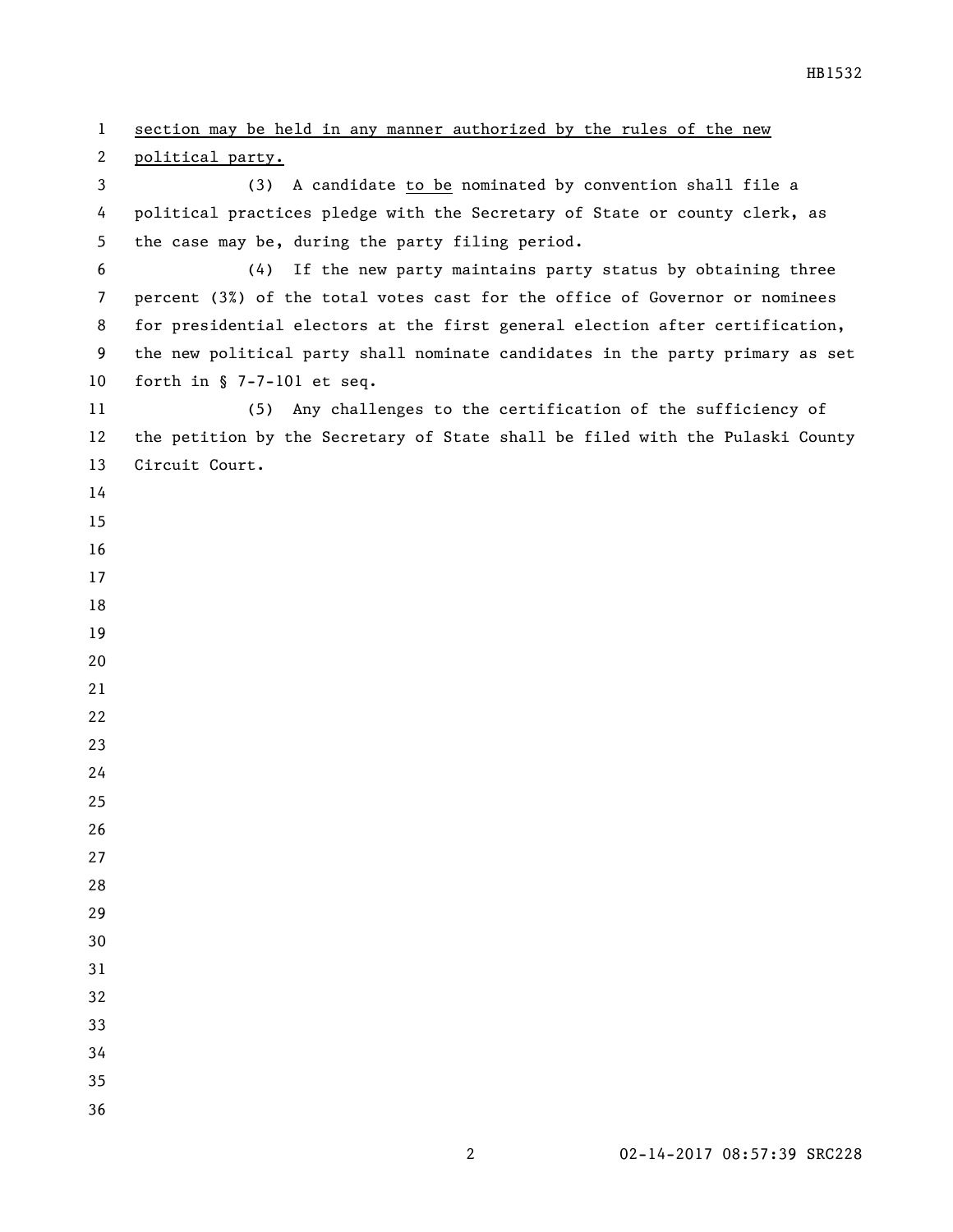<u>section may be held in any manner authorized by the rules of the new political party.</u>

(3) A candidate <u>to be</u> nominated by convention shall file a political practices pledge with the Secretary of State or county clerk, as the case may be, during the party filing period.

(4) If the new party maintains party status by obtaining three percent (3%) of the total votes cast for the office of Governor or nominees for presidential electors at the first general election after certification, the new political party shall nominate candidates in the party primary as set forth in § 7-7-101 et seq.

(5) Any challenges to the certification of the sufficiency of the petition by the Secretary of State shall be filed with the Pulaski County Circuit Court.